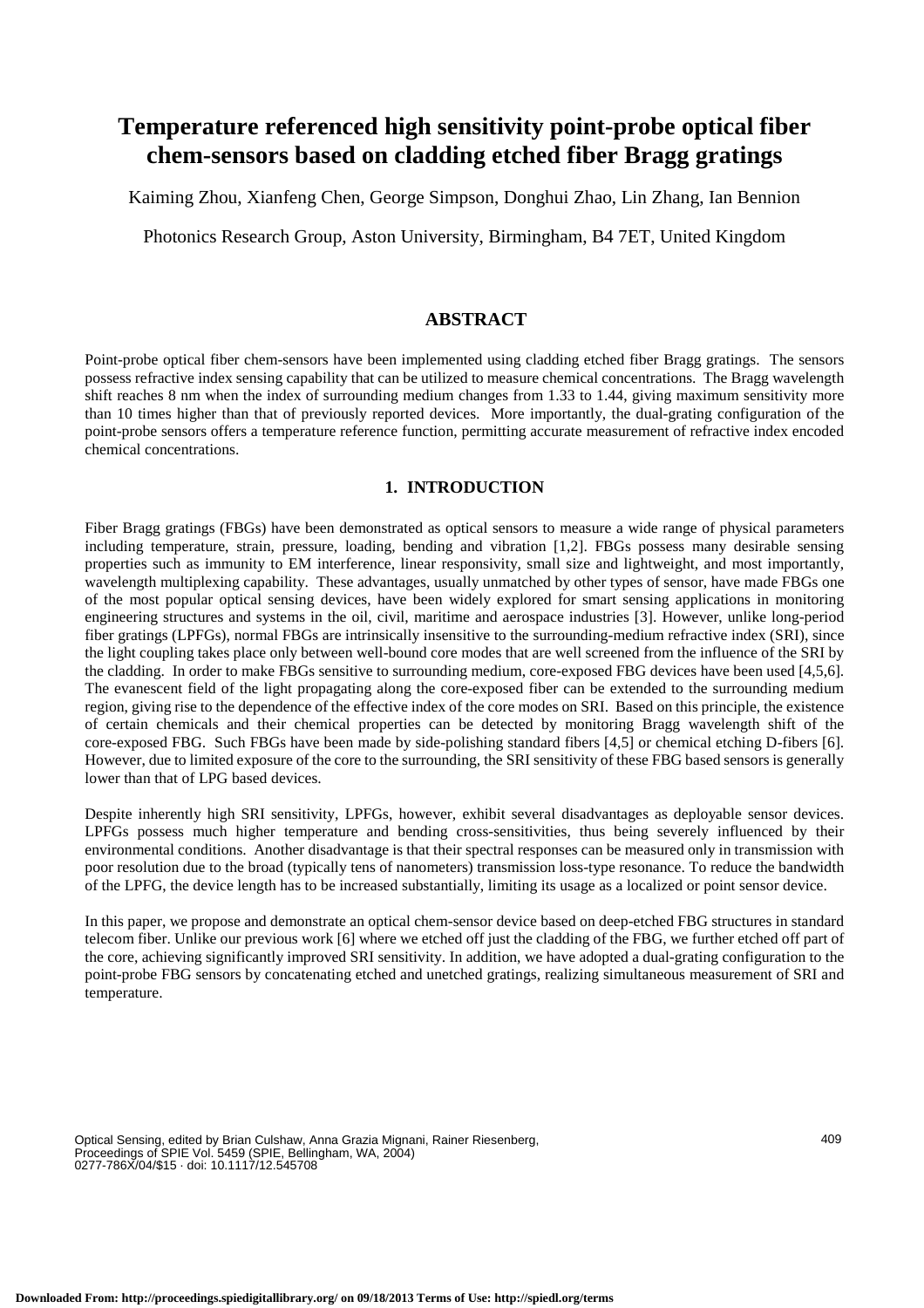# Temperature referenced high sensitivity point-probe optical fiber chem-sensors based on cladding etched fiber Bragg gratings

Kaiming Zhou, Xianfeng Chen, George Simpson, Donghui Zhao, Lin Zhang, Ian Bennion

Photonics Research Group, Aston University, Birmingham, B4 7ET, United Kingdom

## ABSTRACT

Point-probe optical fiber chem-sensors have been implemented using cladding etched fiber Bragg gratings. The sensors possess refractive index sensing capability that can be utilized to measure chemical concentrations. The Bragg wavelength shift reaches 8 nm when the index of surrounding medium changes from 1.33 to 1.44, giving maximum sensitivity more than 10 times higher than that of previously reported devices. More importantly, the dual-grating configuration of the point-probe sensors offers a temperature reference function, permitting accurate measurement of refractive index encoded chemical concentrations.

## 1. INTRODUCTION

Fiber Bragg gratings (FBGs) have been demonstrated as optical sensors to measure a wide range of physical parameters including temperature, strain, pressure, loading, bending and vibration [1,2]. FBGs possess many desirable sensing properties such as immunity to EM interference, linear responsivity, small size and lightweight, and most importantly, wavelength multiplexing capability. These advantages, usually unmatched by other types of sensor, have made FBGs one of the most popular optical sensing devices, have been widely explored for smart sensing applications in monitoring engineering structures and systems in the oil, civil, maritime and aerospace industries [3]. However, unlike long-period fiber gratings (LPFGs), normal FBGs are intrinsically insensitive to the surrounding-medium refractive index (SRI), since the light coupling takes place only between well-bound core modes that are well screened from the influence of the SRI by the cladding. In order to make FBGs sensitive to surrounding medium, core-exposed FBG devices have been used [4,5,6]. The evanescent field of the light propagating along the core-exposed fiber can be extended to the surrounding medium region, giving rise to the dependence of the effective index of the core modes on SRI. Based on this principle, the existence of certain chemicals and their chemical properties can be detected by monitoring Bragg wavelength shift of the core-exposed FBG. Such FBGs have been made by side-polishing standard fibers [4,5] or chemical etching D-fibers [6]. However, due to limited exposure of the core to the surrounding, the SRI sensitivity of these FBG based sensors is generally lower than that of LPG based devices.

Despite inherently high SRI sensitivity, LPFGs, however, exhibit several disadvantages as deployable sensor devices. LPFGs possess much higher temperature and bending cross-sensitivities, thus being severely influenced by their environmental conditions. Another disadvantage is that their spectral responses can be measured only in transmission with poor resolution due to the broad (typically tens of nanometers) transmission loss-type resonance. To reduce the bandwidth of the LPFG, the device length has to be increased substantially, limiting its usage as a localized or point sensor device.

In this paper, we propose and demonstrate an optical chem-sensor device based on deep-etched FBG structures in standard telecom fiber. Unlike our previous work [6] where we etched off just the cladding of the FBG, we further etched off part of the core, achieving significantly improved SRI sensitivity. In addition, we have adopted a dual-grating configuration to the point-probe FBG sensors by concatenating etched and unetched gratings, realizing simultaneous measurement of SRI and temperature.

Optical Sensing, edited by Brian Culshaw, Anna Grazia Mignani, Rainer Riesenberg, Proceedings of SPIE Vol. 5459 (SPIE, Bellingham, WA, 2004) 0277-786X/04/$15 · doi: 10.1117/12.545708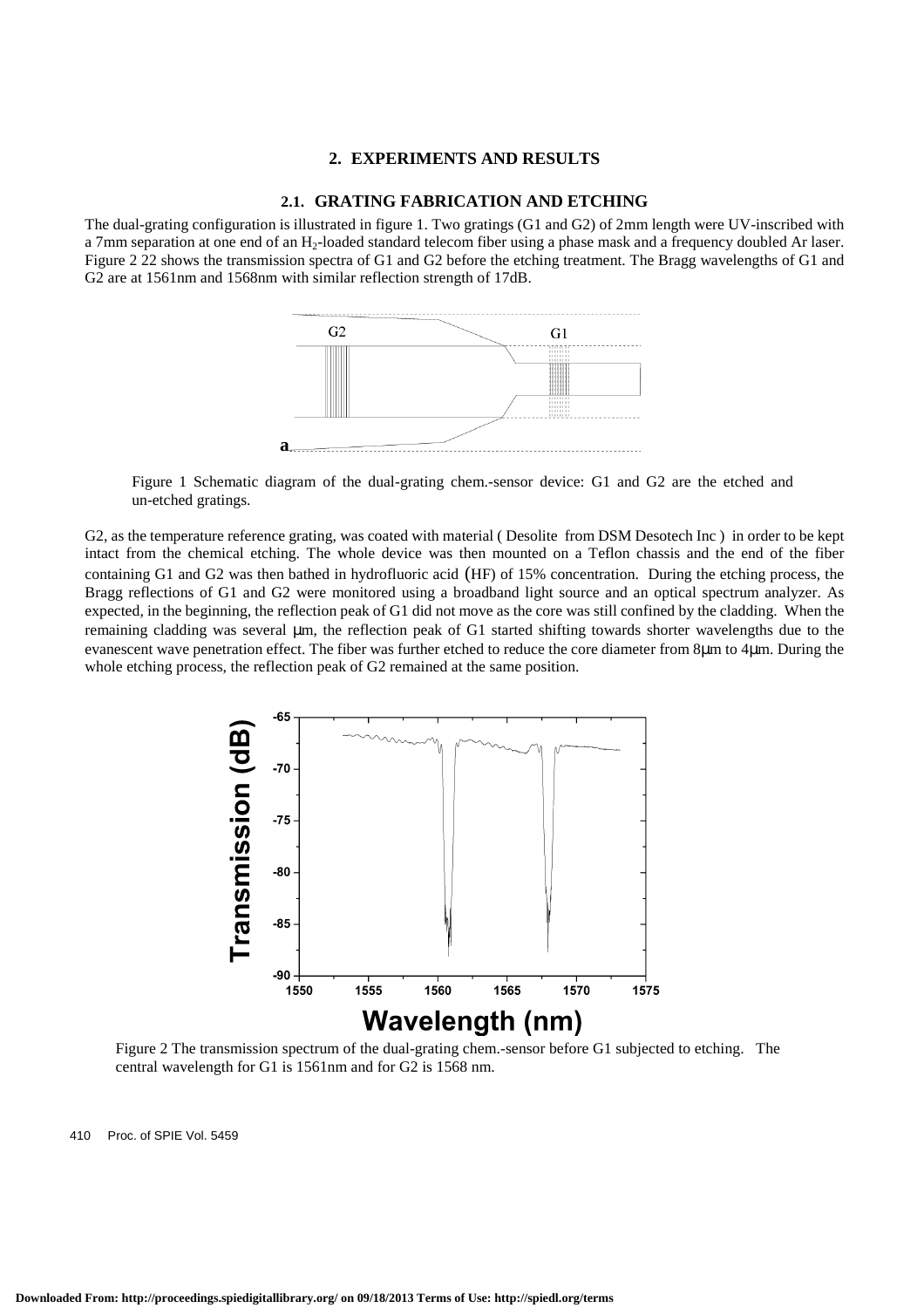## 2. EXPERIMENTS AND RESULTS

### 2.1. GRATING FABRICATION AND ETCHING

The dual-grating configuration is illustrated in figure 1. Two gratings (G1 and G2) of 2mm length were UV-inscribed with a 7mm separation at one end of an $H_2$-loaded standard telecom fiber using a phase mask and a frequency doubled Ar laser. Figure 2 22 shows the transmission spectra of G1 and G2 before the etching treatment. The Bragg wavelengths of G1 and G2 are at 1561nm and 1568nm with similar reflection strength of 17dB.

Figure 1 Schematic diagram of the dual-grating chem.-sensor device: G1 and G2 are the etched and un-etched gratings.

G2, as the temperature reference grating, was coated with material ( Desolite from DSM Desotech Inc ) in order to be kept intact from the chemical etching. The whole device was then mounted on a Teflon chassis and the end of the fiber containing G1 and G2 was then bathed in hydrofluoric acid (HF) of 15% concentration. During the etching process, the Bragg reflections of G1 and G2 were monitored using a broadband light source and an optical spectrum analyzer. As expected, in the beginning, the reflection peak of G1 did not move as the core was still confined by the cladding. When the remaining cladding was several μm, the reflection peak of G1 started shifting towards shorter wavelengths due to the evanescent wave penetration effect. The fiber was further etched to reduce the core diameter from 8μm to 4μm. During the whole etching process, the reflection peak of G2 remained at the same position.

Figure 2 The transmission spectrum of the dual-grating chem.-sensor before G1 subjected to etching. The central wavelength for G1 is 1561nm and for G2 is 1568 nm.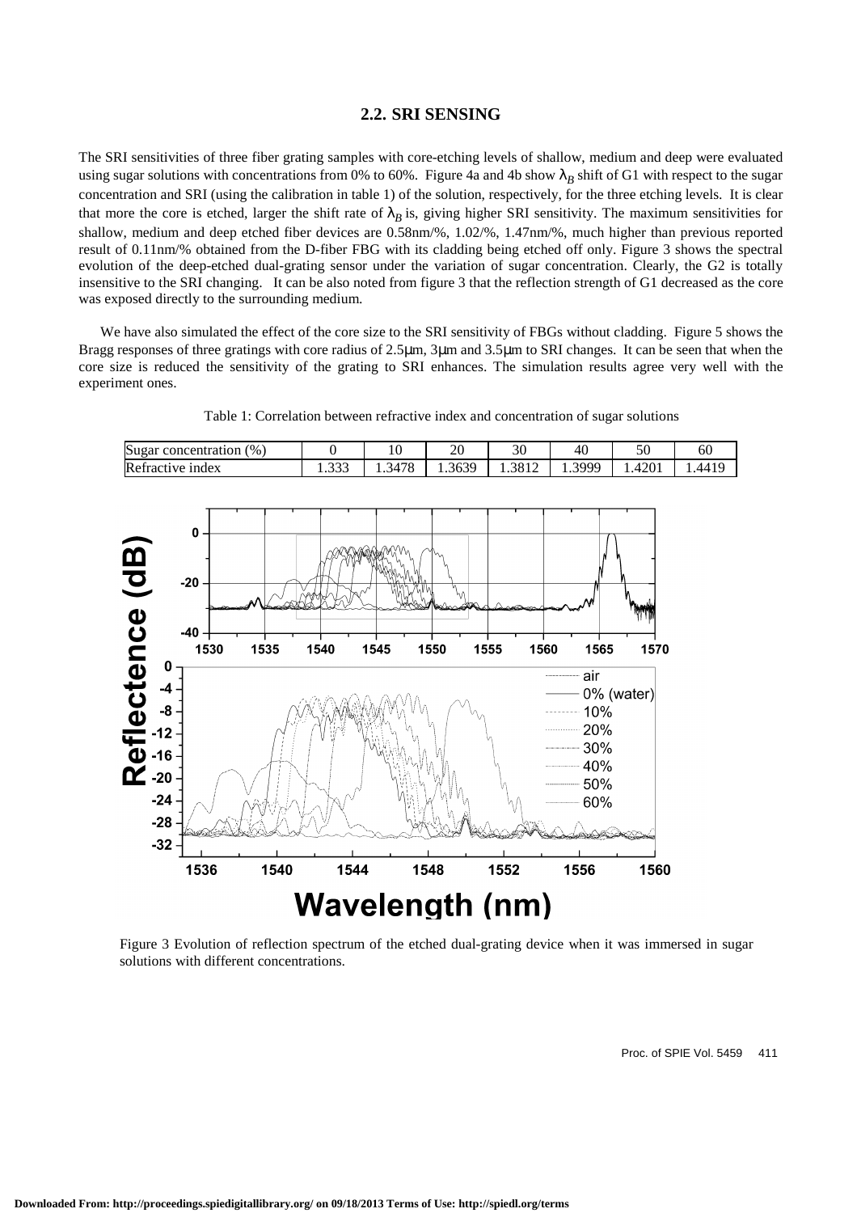### 2.2. SRI SENSING

The SRI sensitivities of three fiber grating samples with core-etching levels of shallow, medium and deep were evaluated using sugar solutions with concentrations from 0% to 60%. Figure 4a and 4b show $\lambda_B$ shift of G1 with respect to the sugar concentration and SRI (using the calibration in table 1) of the solution, respectively, for the three etching levels. It is clear that more the core is etched, larger the shift rate of $\lambda_B$ is, giving higher SRI sensitivity. The maximum sensitivities for shallow, medium and deep etched fiber devices are 0.58nm/%, 1.02/%, 1.47nm/%, much higher than previous reported result of 0.11nm/% obtained from the D-fiber FBG with its cladding being etched off only. Figure 3 shows the spectral evolution of the deep-etched dual-grating sensor under the variation of sugar concentration. Clearly, the G2 is totally insensitive to the SRI changing. It can be also noted from figure 3 that the reflection strength of G1 decreased as the core was exposed directly to the surrounding medium.

We have also simulated the effect of the core size to the SRI sensitivity of FBGs without cladding. Figure 5 shows the Bragg responses of three gratings with core radius of 2.5μm, 3μm and 3.5μm to SRI changes. It can be seen that when the core size is reduced the sensitivity of the grating to SRI enhances. The simulation results agree very well with the experiment ones.

Table 1: Correlation between refractive index and concentration of sugar solutions

| Sugar concentration (%) | 0 | 10 | 20 | 30 | 40 | 50 | 60 |
|---|---|---|---|---|---|---|---|
| Refractive index | 1.333 | 1.3478 | 1.3639 | 1.3812 | 1.3999 | 1.4201 | 1.4419 |

Figure 3 Evolution of reflection spectrum of the etched dual-grating device when it was immersed in sugar solutions with different concentrations.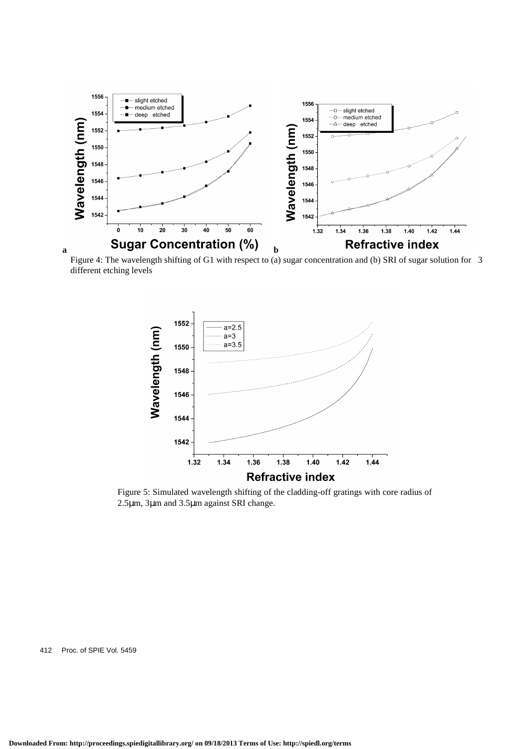Figure 4: The wavelength shifting of G1 with respect to (a) sugar concentration and (b) SRI of sugar solution for 3 different etching levels

Figure 5: Simulated wavelength shifting of the cladding-off gratings with core radius of 2.5μm, 3μm and 3.5μm against SRI change.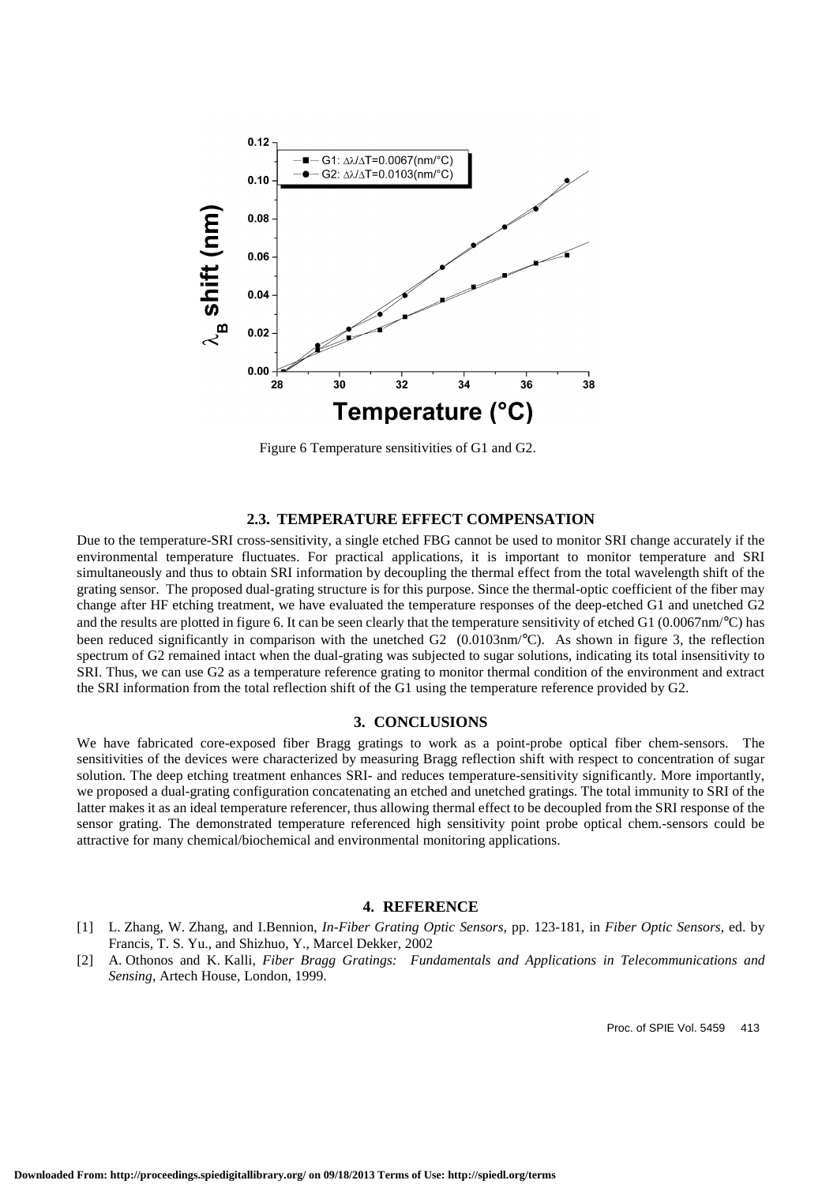Figure 6 Temperature sensitivities of G1 and G2.

### 2.3. TEMPERATURE EFFECT COMPENSATION

Due to the temperature-SRI cross-sensitivity, a single etched FBG cannot be used to monitor SRI change accurately if the environmental temperature fluctuates. For practical applications, it is important to monitor temperature and SRI simultaneously and thus to obtain SRI information by decoupling the thermal effect from the total wavelength shift of the grating sensor. The proposed dual-grating structure is for this purpose. Since the thermal-optic coefficient of the fiber may change after HF etching treatment, we have evaluated the temperature responses of the deep-etched G1 and unetched G2 and the results are plotted in figure 6. It can be seen clearly that the temperature sensitivity of etched G1 (0.0067nm/°C) has been reduced significantly in comparison with the unetched G2 (0.0103nm/°C). As shown in figure 3, the reflection spectrum of G2 remained intact when the dual-grating was subjected to sugar solutions, indicating its total insensitivity to SRI. Thus, we can use G2 as a temperature reference grating to monitor thermal condition of the environment and extract the SRI information from the total reflection shift of the G1 using the temperature reference provided by G2.

## 3. CONCLUSIONS

We have fabricated core-exposed fiber Bragg gratings to work as a point-probe optical fiber chem-sensors. The sensitivities of the devices were characterized by measuring Bragg reflection shift with respect to concentration of sugar solution. The deep etching treatment enhances SRI- and reduces temperature-sensitivity significantly. More importantly, we proposed a dual-grating configuration concatenating an etched and unetched gratings. The total immunity to SRI of the latter makes it as an ideal temperature referencer, thus allowing thermal effect to be decoupled from the SRI response of the sensor grating. The demonstrated temperature referenced high sensitivity point probe optical chem.-sensors could be attractive for many chemical/biochemical and environmental monitoring applications.

## 4. REFERENCE

[1] L. Zhang, W. Zhang, and I.Bennion, *In-Fiber Grating Optic Sensors,* pp. 123-181, in *Fiber Optic Sensors,* ed. by Francis, T. S. Yu., and Shizhuo, Y., Marcel Dekker, 2002

[2] A. Othonos and K. Kalli, *Fiber Bragg Gratings: Fundamentals and Applications in Telecommunications and Sensing*, Artech House, London, 1999.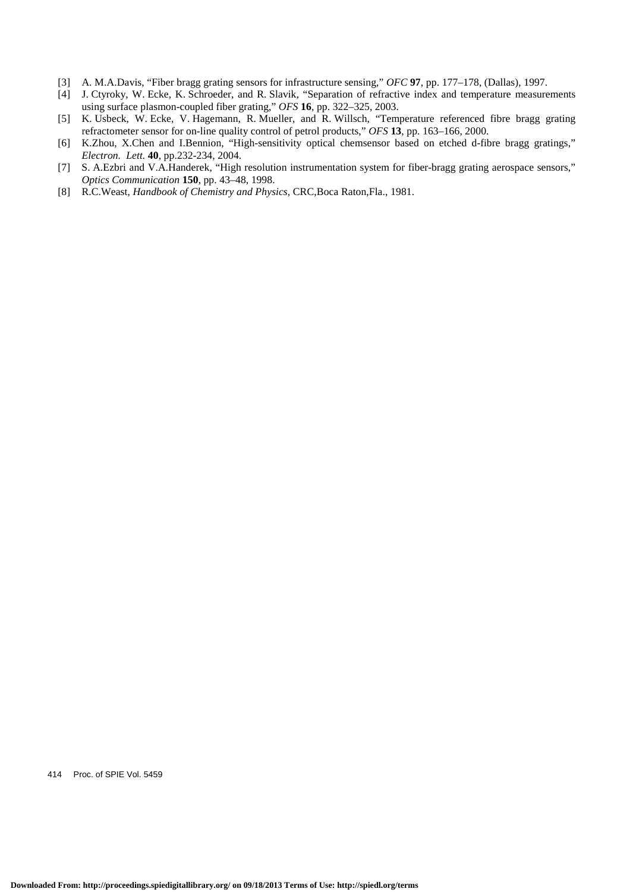[3] A. M.A.Davis, "Fiber bragg grating sensors for infrastructure sensing," *OFC* **97**, pp. 177–178, (Dallas), 1997.

[4] J. Ctyroky, W. Ecke, K. Schroeder, and R. Slavik, "Separation of refractive index and temperature measurements using surface plasmon-coupled fiber grating," *OFS* **16**, pp. 322–325, 2003.

[5] K. Usbeck, W. Ecke, V. Hagemann, R. Mueller, and R. Willsch, "Temperature referenced fibre bragg grating refractometer sensor for on-line quality control of petrol products," *OFS* **13**, pp. 163–166, 2000.

[6] K.Zhou, X.Chen and I.Bennion, "High-sensitivity optical chemsensor based on etched d-fibre bragg gratings," *Electron. Lett.* **40**, pp.232-234, 2004.

[7] S. A.Ezbri and V.A.Handerek, "High resolution instrumentation system for fiber-bragg grating aerospace sensors," *Optics Communication* **150**, pp. 43–48, 1998.

[8] R.C.Weast, *Handbook of Chemistry and Physics*, CRC,Boca Raton,Fla., 1981.